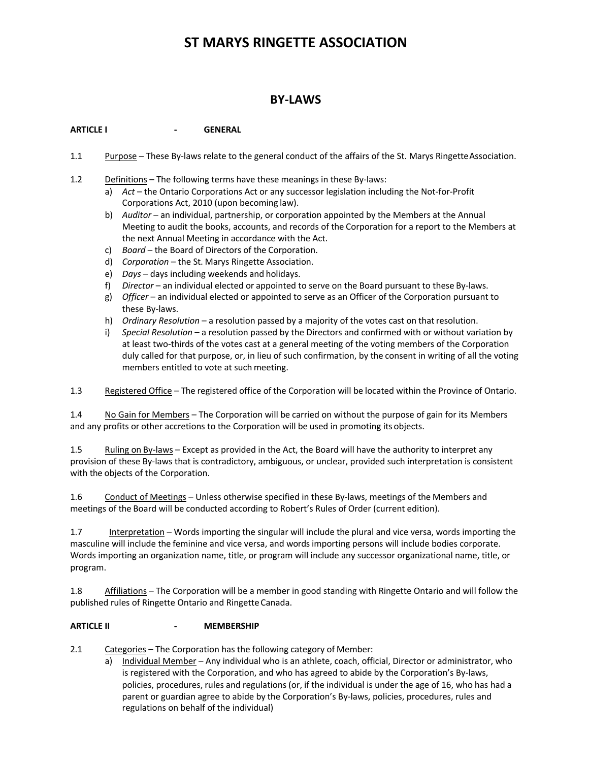# ST MARYS RINGETTE ASSOCIATION

## BY-LAWS

**ARTICLE I - GENERAL**

1.1 Purpose – These By-laws relate to the general conduct of the affairs of the St. Marys Ringette Association.

1.2 Definitions – The following terms have these meanings in these By-laws:

a) *Act* – the Ontario Corporations Act or any successor legislation including the Not-for-Profit Corporations Act, 2010 (upon becoming law).

b) *Auditor* – an individual, partnership, or corporation appointed by the Members at the Annual Meeting to audit the books, accounts, and records of the Corporation for a report to the Members at the next Annual Meeting in accordance with the Act.

c) *Board* – the Board of Directors of the Corporation.

d) *Corporation* – the St. Marys Ringette Association.

e) *Days* – days including weekends and holidays.

f) *Director* – an individual elected or appointed to serve on the Board pursuant to these By-laws.

g) *Officer* – an individual elected or appointed to serve as an Officer of the Corporation pursuant to these By-laws.

h) *Ordinary Resolution* – a resolution passed by a majority of the votes cast on that resolution.

i) *Special Resolution* – a resolution passed by the Directors and confirmed with or without variation by at least two-thirds of the votes cast at a general meeting of the voting members of the Corporation duly called for that purpose, or, in lieu of such confirmation, by the consent in writing of all the voting members entitled to vote at such meeting.

1.3 Registered Office – The registered office of the Corporation will be located within the Province of Ontario.

1.4 No Gain for Members – The Corporation will be carried on without the purpose of gain for its Members and any profits or other accretions to the Corporation will be used in promoting its objects.

1.5 Ruling on By-laws – Except as provided in the Act, the Board will have the authority to interpret any provision of these By-laws that is contradictory, ambiguous, or unclear, provided such interpretation is consistent with the objects of the Corporation.

1.6 Conduct of Meetings – Unless otherwise specified in these By-laws, meetings of the Members and meetings of the Board will be conducted according to Robert's Rules of Order (current edition).

1.7 Interpretation – Words importing the singular will include the plural and vice versa, words importing the masculine will include the feminine and vice versa, and words importing persons will include bodies corporate. Words importing an organization name, title, or program will include any successor organizational name, title, or program.

1.8 Affiliations – The Corporation will be a member in good standing with Ringette Ontario and will follow the published rules of Ringette Ontario and Ringette Canada.

**ARTICLE II - MEMBERSHIP**

2.1 Categories – The Corporation has the following category of Member:

a) Individual Member – Any individual who is an athlete, coach, official, Director or administrator, who is registered with the Corporation, and who has agreed to abide by the Corporation's By-laws, policies, procedures, rules and regulations (or, if the individual is under the age of 16, who has had a parent or guardian agree to abide by the Corporation's By-laws, policies, procedures, rules and regulations on behalf of the individual)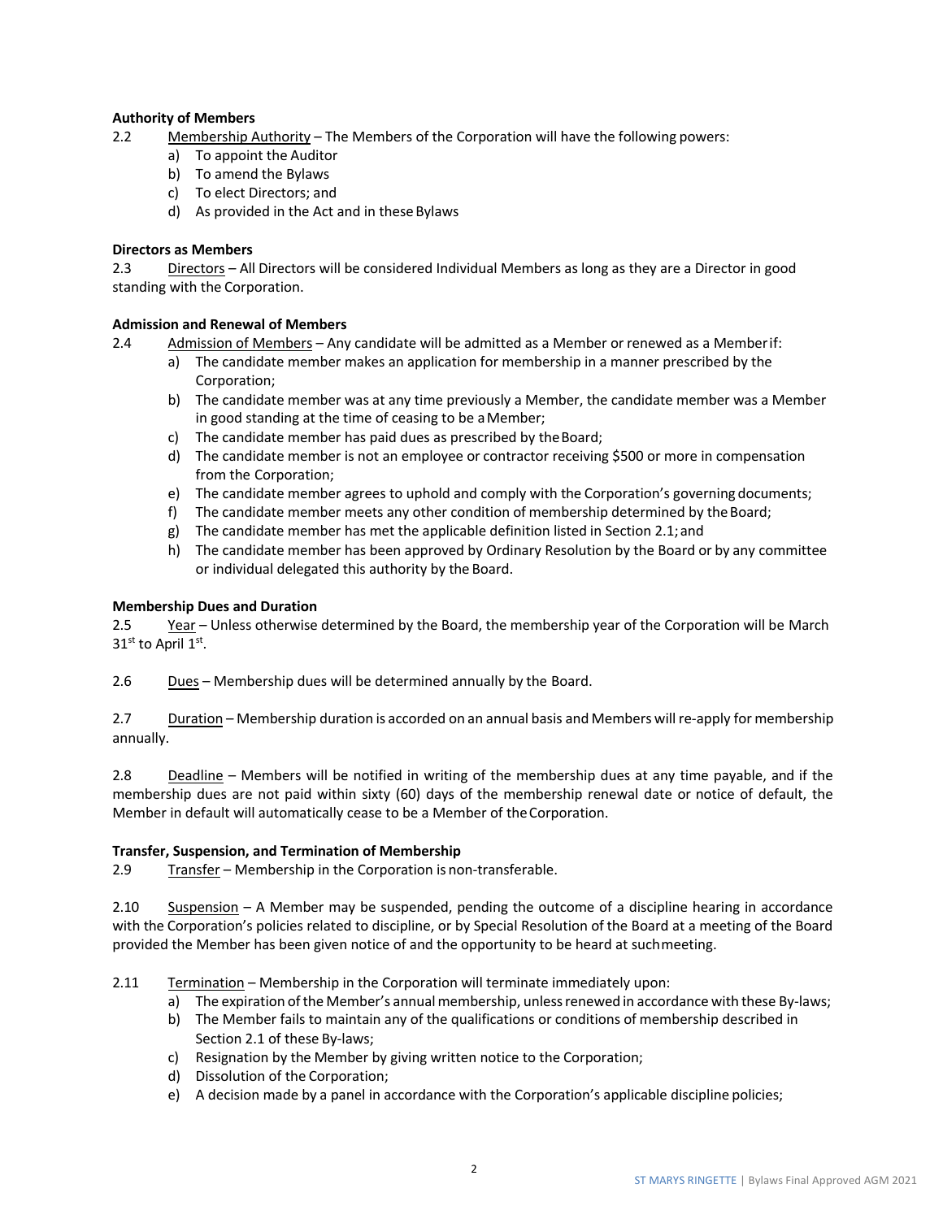**Authority of Members**

2.2 Membership Authority – The Members of the Corporation will have the following powers:

a) To appoint the Auditor
b) To amend the Bylaws
c) To elect Directors; and
d) As provided in the Act and in these Bylaws

**Directors as Members**

2.3 Directors – All Directors will be considered Individual Members as long as they are a Director in good standing with the Corporation.

**Admission and Renewal of Members**

2.4 Admission of Members – Any candidate will be admitted as a Member or renewed as a Member if:

a) The candidate member makes an application for membership in a manner prescribed by the Corporation;
b) The candidate member was at any time previously a Member, the candidate member was a Member in good standing at the time of ceasing to be a Member;
c) The candidate member has paid dues as prescribed by the Board;
d) The candidate member is not an employee or contractor receiving $500 or more in compensation from the Corporation;
e) The candidate member agrees to uphold and comply with the Corporation's governing documents;
f) The candidate member meets any other condition of membership determined by the Board;
g) The candidate member has met the applicable definition listed in Section 2.1; and
h) The candidate member has been approved by Ordinary Resolution by the Board or by any committee or individual delegated this authority by the Board.

**Membership Dues and Duration**

2.5 Year – Unless otherwise determined by the Board, the membership year of the Corporation will be March 31st to April 1st.

2.6 Dues – Membership dues will be determined annually by the Board.

2.7 Duration – Membership duration is accorded on an annual basis and Members will re-apply for membership annually.

2.8 Deadline – Members will be notified in writing of the membership dues at any time payable, and if the membership dues are not paid within sixty (60) days of the membership renewal date or notice of default, the Member in default will automatically cease to be a Member of the Corporation.

**Transfer, Suspension, and Termination of Membership**

2.9 Transfer – Membership in the Corporation is non-transferable.

2.10 Suspension – A Member may be suspended, pending the outcome of a discipline hearing in accordance with the Corporation's policies related to discipline, or by Special Resolution of the Board at a meeting of the Board provided the Member has been given notice of and the opportunity to be heard at such meeting.

2.11 Termination – Membership in the Corporation will terminate immediately upon:

a) The expiration of the Member's annual membership, unless renewed in accordance with these By-laws;
b) The Member fails to maintain any of the qualifications or conditions of membership described in Section 2.1 of these By-laws;
c) Resignation by the Member by giving written notice to the Corporation;
d) Dissolution of the Corporation;
e) A decision made by a panel in accordance with the Corporation's applicable discipline policies;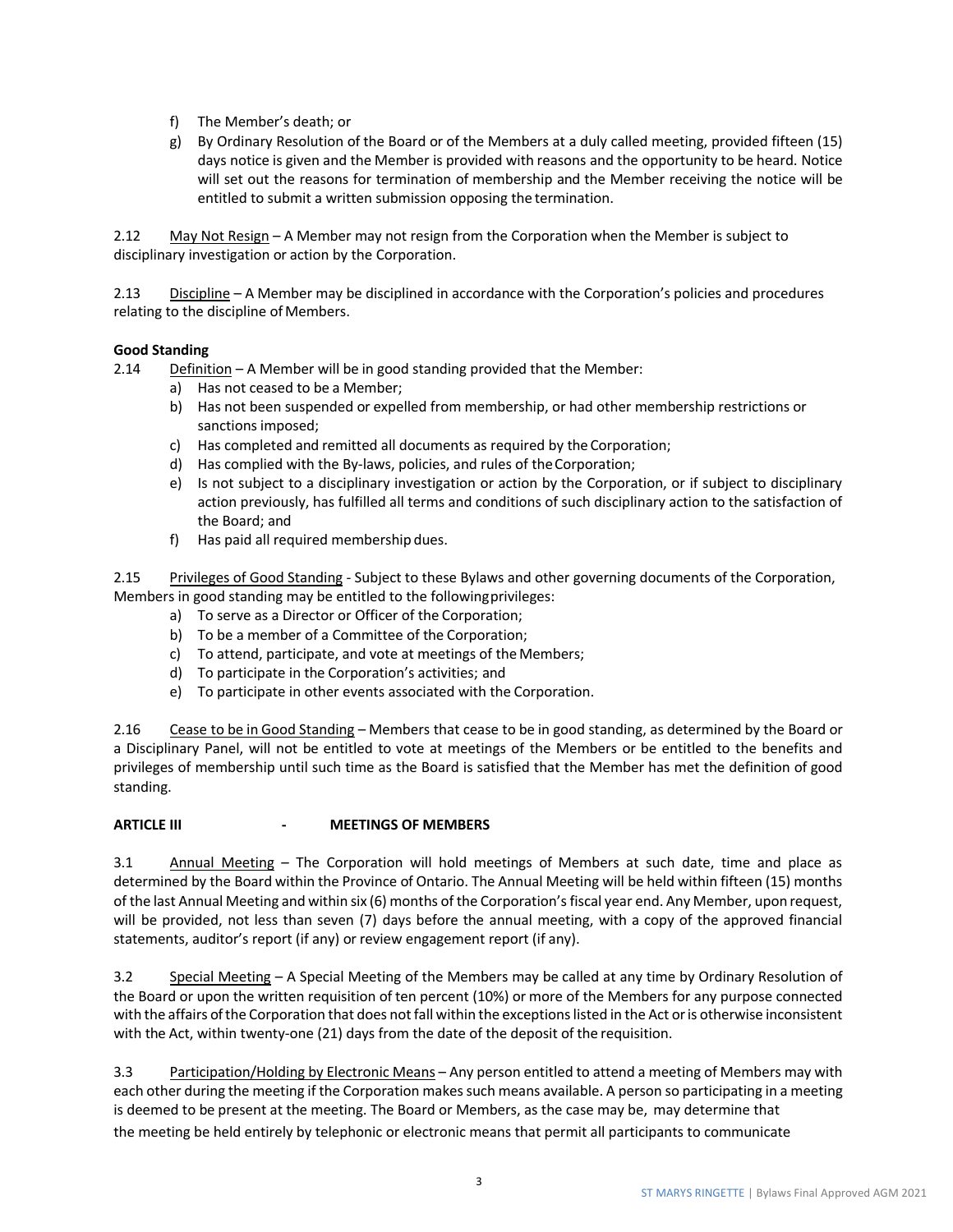f) The Member's death; or
g) By Ordinary Resolution of the Board or of the Members at a duly called meeting, provided fifteen (15) days notice is given and the Member is provided with reasons and the opportunity to be heard. Notice will set out the reasons for termination of membership and the Member receiving the notice will be entitled to submit a written submission opposing the termination.

2.12 May Not Resign – A Member may not resign from the Corporation when the Member is subject to disciplinary investigation or action by the Corporation.

2.13 Discipline – A Member may be disciplined in accordance with the Corporation's policies and procedures relating to the discipline of Members.

**Good Standing**

2.14 Definition – A Member will be in good standing provided that the Member:

a) Has not ceased to be a Member;
b) Has not been suspended or expelled from membership, or had other membership restrictions or sanctions imposed;
c) Has completed and remitted all documents as required by the Corporation;
d) Has complied with the By-laws, policies, and rules of the Corporation;
e) Is not subject to a disciplinary investigation or action by the Corporation, or if subject to disciplinary action previously, has fulfilled all terms and conditions of such disciplinary action to the satisfaction of the Board; and
f) Has paid all required membership dues.

2.15 Privileges of Good Standing - Subject to these Bylaws and other governing documents of the Corporation, Members in good standing may be entitled to the following privileges:

a) To serve as a Director or Officer of the Corporation;
b) To be a member of a Committee of the Corporation;
c) To attend, participate, and vote at meetings of the Members;
d) To participate in the Corporation's activities; and
e) To participate in other events associated with the Corporation.

2.16 Cease to be in Good Standing – Members that cease to be in good standing, as determined by the Board or a Disciplinary Panel, will not be entitled to vote at meetings of the Members or be entitled to the benefits and privileges of membership until such time as the Board is satisfied that the Member has met the definition of good standing.

**ARTICLE III - MEETINGS OF MEMBERS**

3.1 Annual Meeting – The Corporation will hold meetings of Members at such date, time and place as determined by the Board within the Province of Ontario. The Annual Meeting will be held within fifteen (15) months of the last Annual Meeting and within six (6) months of the Corporation's fiscal year end. Any Member, upon request, will be provided, not less than seven (7) days before the annual meeting, with a copy of the approved financial statements, auditor's report (if any) or review engagement report (if any).

3.2 Special Meeting – A Special Meeting of the Members may be called at any time by Ordinary Resolution of the Board or upon the written requisition of ten percent (10%) or more of the Members for any purpose connected with the affairs of the Corporation that does not fall within the exceptions listed in the Act or is otherwise inconsistent with the Act, within twenty-one (21) days from the date of the deposit of the requisition.

3.3 Participation/Holding by Electronic Means – Any person entitled to attend a meeting of Members may with each other during the meeting if the Corporation makes such means available. A person so participating in a meeting is deemed to be present at the meeting. The Board or Members, as the case may be, may determine that the meeting be held entirely by telephonic or electronic means that permit all participants to communicate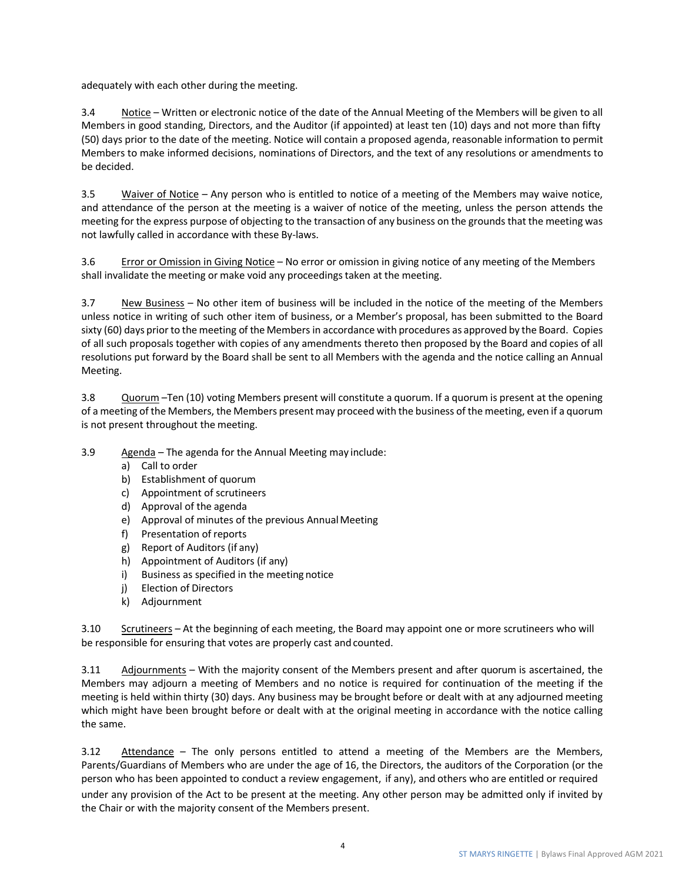adequately with each other during the meeting.

3.4 Notice – Written or electronic notice of the date of the Annual Meeting of the Members will be given to all Members in good standing, Directors, and the Auditor (if appointed) at least ten (10) days and not more than fifty (50) days prior to the date of the meeting. Notice will contain a proposed agenda, reasonable information to permit Members to make informed decisions, nominations of Directors, and the text of any resolutions or amendments to be decided.

3.5 Waiver of Notice – Any person who is entitled to notice of a meeting of the Members may waive notice, and attendance of the person at the meeting is a waiver of notice of the meeting, unless the person attends the meeting for the express purpose of objecting to the transaction of any business on the grounds that the meeting was not lawfully called in accordance with these By-laws.

3.6 Error or Omission in Giving Notice – No error or omission in giving notice of any meeting of the Members shall invalidate the meeting or make void any proceedings taken at the meeting.

3.7 New Business – No other item of business will be included in the notice of the meeting of the Members unless notice in writing of such other item of business, or a Member's proposal, has been submitted to the Board sixty (60) days prior to the meeting of the Members in accordance with procedures as approved by the Board. Copies of all such proposals together with copies of any amendments thereto then proposed by the Board and copies of all resolutions put forward by the Board shall be sent to all Members with the agenda and the notice calling an Annual Meeting.

3.8 Quorum –Ten (10) voting Members present will constitute a quorum. If a quorum is present at the opening of a meeting of the Members, the Members present may proceed with the business of the meeting, even if a quorum is not present throughout the meeting.

3.9 Agenda – The agenda for the Annual Meeting may include:

a) Call to order
b) Establishment of quorum
c) Appointment of scrutineers
d) Approval of the agenda
e) Approval of minutes of the previous Annual Meeting
f) Presentation of reports
g) Report of Auditors (if any)
h) Appointment of Auditors (if any)
i) Business as specified in the meeting notice
j) Election of Directors
k) Adjournment

3.10 Scrutineers – At the beginning of each meeting, the Board may appoint one or more scrutineers who will be responsible for ensuring that votes are properly cast and counted.

3.11 Adjournments – With the majority consent of the Members present and after quorum is ascertained, the Members may adjourn a meeting of Members and no notice is required for continuation of the meeting if the meeting is held within thirty (30) days. Any business may be brought before or dealt with at any adjourned meeting which might have been brought before or dealt with at the original meeting in accordance with the notice calling the same.

3.12 Attendance – The only persons entitled to attend a meeting of the Members are the Members, Parents/Guardians of Members who are under the age of 16, the Directors, the auditors of the Corporation (or the person who has been appointed to conduct a review engagement, if any), and others who are entitled or required under any provision of the Act to be present at the meeting. Any other person may be admitted only if invited by the Chair or with the majority consent of the Members present.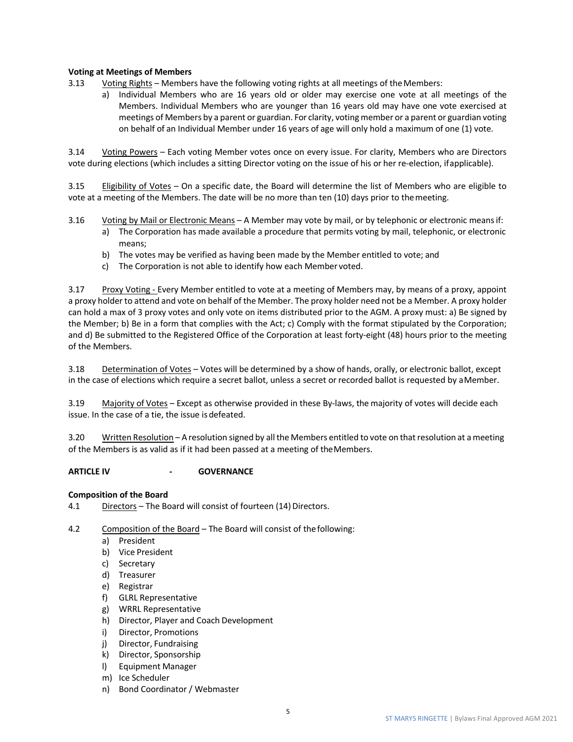**Voting at Meetings of Members**

3.13 Voting Rights – Members have the following voting rights at all meetings of the Members:

a) Individual Members who are 16 years old or older may exercise one vote at all meetings of the Members. Individual Members who are younger than 16 years old may have one vote exercised at meetings of Members by a parent or guardian. For clarity, voting member or a parent or guardian voting on behalf of an Individual Member under 16 years of age will only hold a maximum of one (1) vote.

3.14 Voting Powers – Each voting Member votes once on every issue. For clarity, Members who are Directors vote during elections (which includes a sitting Director voting on the issue of his or her re-election, if applicable).

3.15 Eligibility of Votes – On a specific date, the Board will determine the list of Members who are eligible to vote at a meeting of the Members. The date will be no more than ten (10) days prior to the meeting.

3.16 Voting by Mail or Electronic Means – A Member may vote by mail, or by telephonic or electronic means if:

a) The Corporation has made available a procedure that permits voting by mail, telephonic, or electronic means;
b) The votes may be verified as having been made by the Member entitled to vote; and
c) The Corporation is not able to identify how each Member voted.

3.17 Proxy Voting - Every Member entitled to vote at a meeting of Members may, by means of a proxy, appoint a proxy holder to attend and vote on behalf of the Member. The proxy holder need not be a Member. A proxy holder can hold a max of 3 proxy votes and only vote on items distributed prior to the AGM. A proxy must: a) Be signed by the Member; b) Be in a form that complies with the Act; c) Comply with the format stipulated by the Corporation; and d) Be submitted to the Registered Office of the Corporation at least forty-eight (48) hours prior to the meeting of the Members.

3.18 Determination of Votes – Votes will be determined by a show of hands, orally, or electronic ballot, except in the case of elections which require a secret ballot, unless a secret or recorded ballot is requested by a Member.

3.19 Majority of Votes – Except as otherwise provided in these By-laws, the majority of votes will decide each issue. In the case of a tie, the issue is defeated.

3.20 Written Resolution – A resolution signed by all the Members entitled to vote on that resolution at a meeting of the Members is as valid as if it had been passed at a meeting of the Members.

## ARTICLE IV - GOVERNANCE

**Composition of the Board**

4.1 Directors – The Board will consist of fourteen (14) Directors.

4.2 Composition of the Board – The Board will consist of the following:

a) President
b) Vice President
c) Secretary
d) Treasurer
e) Registrar
f) GLRL Representative
g) WRRL Representative
h) Director, Player and Coach Development
i) Director, Promotions
j) Director, Fundraising
k) Director, Sponsorship
l) Equipment Manager
m) Ice Scheduler
n) Bond Coordinator / Webmaster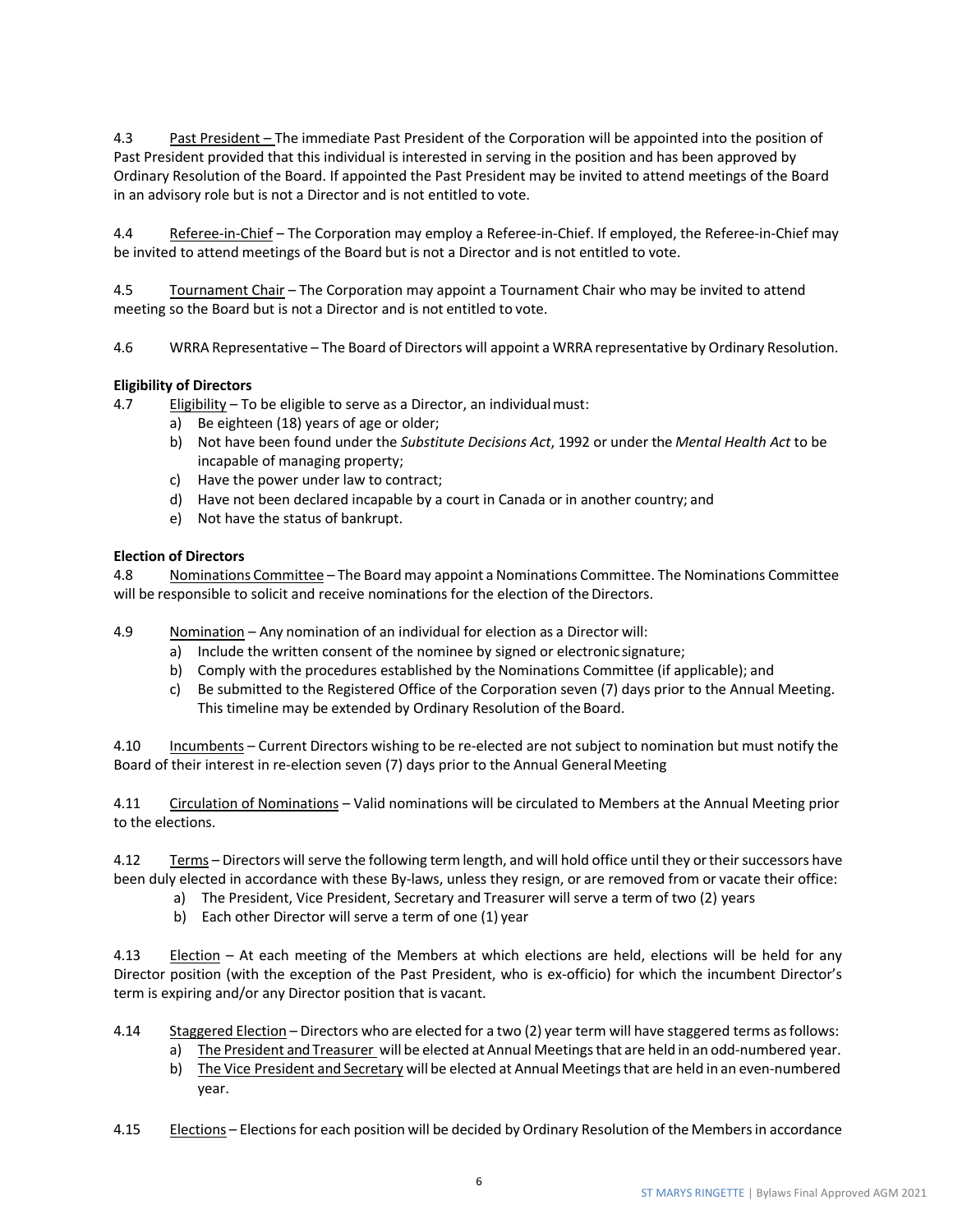4.3 Past President – The immediate Past President of the Corporation will be appointed into the position of Past President provided that this individual is interested in serving in the position and has been approved by Ordinary Resolution of the Board. If appointed the Past President may be invited to attend meetings of the Board in an advisory role but is not a Director and is not entitled to vote.

4.4 Referee-in-Chief – The Corporation may employ a Referee-in-Chief. If employed, the Referee-in-Chief may be invited to attend meetings of the Board but is not a Director and is not entitled to vote.

4.5 Tournament Chair – The Corporation may appoint a Tournament Chair who may be invited to attend meeting so the Board but is not a Director and is not entitled to vote.

4.6 WRRA Representative – The Board of Directors will appoint a WRRA representative by Ordinary Resolution.

**Eligibility of Directors**

4.7 Eligibility – To be eligible to serve as a Director, an individual must:

a) Be eighteen (18) years of age or older;
b) Not have been found under the *Substitute Decisions Act*, 1992 or under the *Mental Health Act* to be incapable of managing property;
c) Have the power under law to contract;
d) Have not been declared incapable by a court in Canada or in another country; and
e) Not have the status of bankrupt.

**Election of Directors**

4.8 Nominations Committee – The Board may appoint a Nominations Committee. The Nominations Committee will be responsible to solicit and receive nominations for the election of the Directors.

4.9 Nomination – Any nomination of an individual for election as a Director will:

a) Include the written consent of the nominee by signed or electronic signature;
b) Comply with the procedures established by the Nominations Committee (if applicable); and
c) Be submitted to the Registered Office of the Corporation seven (7) days prior to the Annual Meeting. This timeline may be extended by Ordinary Resolution of the Board.

4.10 Incumbents – Current Directors wishing to be re-elected are not subject to nomination but must notify the Board of their interest in re-election seven (7) days prior to the Annual General Meeting

4.11 Circulation of Nominations – Valid nominations will be circulated to Members at the Annual Meeting prior to the elections.

4.12 Terms – Directors will serve the following term length, and will hold office until they or their successors have been duly elected in accordance with these By-laws, unless they resign, or are removed from or vacate their office:

a) The President, Vice President, Secretary and Treasurer will serve a term of two (2) years
b) Each other Director will serve a term of one (1) year

4.13 Election – At each meeting of the Members at which elections are held, elections will be held for any Director position (with the exception of the Past President, who is ex-officio) for which the incumbent Director's term is expiring and/or any Director position that is vacant.

4.14 Staggered Election – Directors who are elected for a two (2) year term will have staggered terms as follows:

a) The President and Treasurer will be elected at Annual Meetings that are held in an odd-numbered year.
b) The Vice President and Secretary will be elected at Annual Meetings that are held in an even-numbered year.

4.15 Elections – Elections for each position will be decided by Ordinary Resolution of the Members in accordance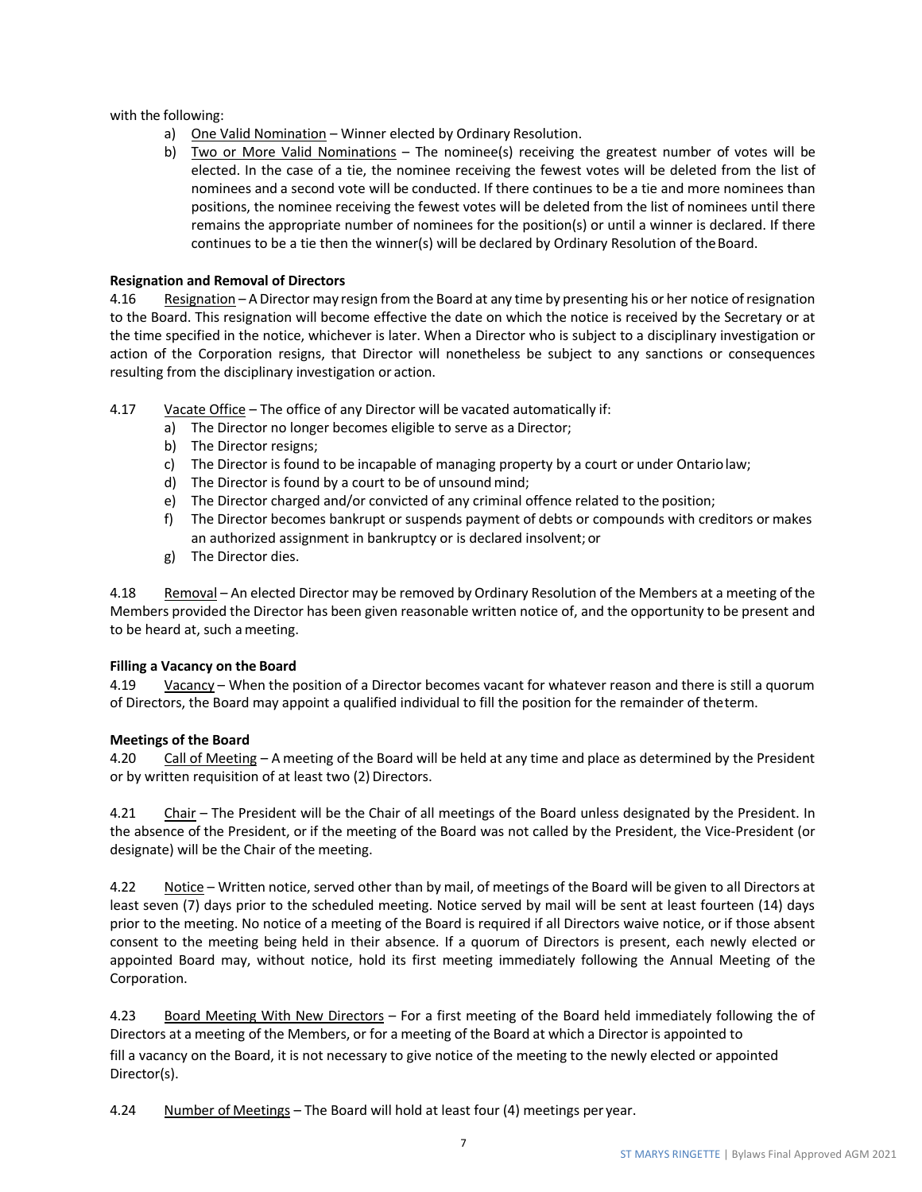with the following:

a) One Valid Nomination – Winner elected by Ordinary Resolution.
b) Two or More Valid Nominations – The nominee(s) receiving the greatest number of votes will be elected. In the case of a tie, the nominee receiving the fewest votes will be deleted from the list of nominees and a second vote will be conducted. If there continues to be a tie and more nominees than positions, the nominee receiving the fewest votes will be deleted from the list of nominees until there remains the appropriate number of nominees for the position(s) or until a winner is declared. If there continues to be a tie then the winner(s) will be declared by Ordinary Resolution of the Board.

**Resignation and Removal of Directors**

4.16 Resignation – A Director may resign from the Board at any time by presenting his or her notice of resignation to the Board. This resignation will become effective the date on which the notice is received by the Secretary or at the time specified in the notice, whichever is later. When a Director who is subject to a disciplinary investigation or action of the Corporation resigns, that Director will nonetheless be subject to any sanctions or consequences resulting from the disciplinary investigation or action.

4.17 Vacate Office – The office of any Director will be vacated automatically if:

a) The Director no longer becomes eligible to serve as a Director;
b) The Director resigns;
c) The Director is found to be incapable of managing property by a court or under Ontario law;
d) The Director is found by a court to be of unsound mind;
e) The Director charged and/or convicted of any criminal offence related to the position;
f) The Director becomes bankrupt or suspends payment of debts or compounds with creditors or makes an authorized assignment in bankruptcy or is declared insolvent; or
g) The Director dies.

4.18 Removal – An elected Director may be removed by Ordinary Resolution of the Members at a meeting of the Members provided the Director has been given reasonable written notice of, and the opportunity to be present and to be heard at, such a meeting.

**Filling a Vacancy on the Board**

4.19 Vacancy – When the position of a Director becomes vacant for whatever reason and there is still a quorum of Directors, the Board may appoint a qualified individual to fill the position for the remainder of the term.

**Meetings of the Board**

4.20 Call of Meeting – A meeting of the Board will be held at any time and place as determined by the President or by written requisition of at least two (2) Directors.

4.21 Chair – The President will be the Chair of all meetings of the Board unless designated by the President. In the absence of the President, or if the meeting of the Board was not called by the President, the Vice-President (or designate) will be the Chair of the meeting.

4.22 Notice – Written notice, served other than by mail, of meetings of the Board will be given to all Directors at least seven (7) days prior to the scheduled meeting. Notice served by mail will be sent at least fourteen (14) days prior to the meeting. No notice of a meeting of the Board is required if all Directors waive notice, or if those absent consent to the meeting being held in their absence. If a quorum of Directors is present, each newly elected or appointed Board may, without notice, hold its first meeting immediately following the Annual Meeting of the Corporation.

4.23 Board Meeting With New Directors – For a first meeting of the Board held immediately following the of Directors at a meeting of the Members, or for a meeting of the Board at which a Director is appointed to fill a vacancy on the Board, it is not necessary to give notice of the meeting to the newly elected or appointed Director(s).

4.24 Number of Meetings – The Board will hold at least four (4) meetings per year.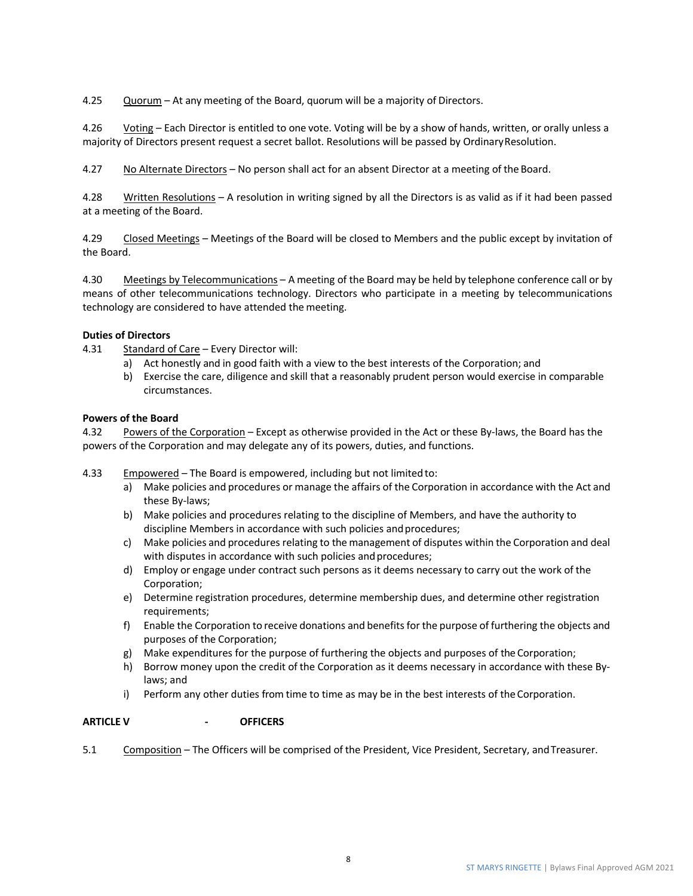4.25 Quorum – At any meeting of the Board, quorum will be a majority of Directors.

4.26 Voting – Each Director is entitled to one vote. Voting will be by a show of hands, written, or orally unless a majority of Directors present request a secret ballot. Resolutions will be passed by Ordinary Resolution.

4.27 No Alternate Directors – No person shall act for an absent Director at a meeting of the Board.

4.28 Written Resolutions – A resolution in writing signed by all the Directors is as valid as if it had been passed at a meeting of the Board.

4.29 Closed Meetings – Meetings of the Board will be closed to Members and the public except by invitation of the Board.

4.30 Meetings by Telecommunications – A meeting of the Board may be held by telephone conference call or by means of other telecommunications technology. Directors who participate in a meeting by telecommunications technology are considered to have attended the meeting.

**Duties of Directors**

4.31 Standard of Care – Every Director will:

a) Act honestly and in good faith with a view to the best interests of the Corporation; and
b) Exercise the care, diligence and skill that a reasonably prudent person would exercise in comparable circumstances.

**Powers of the Board**

4.32 Powers of the Corporation – Except as otherwise provided in the Act or these By-laws, the Board has the powers of the Corporation and may delegate any of its powers, duties, and functions.

4.33 Empowered – The Board is empowered, including but not limited to:

a) Make policies and procedures or manage the affairs of the Corporation in accordance with the Act and these By-laws;
b) Make policies and procedures relating to the discipline of Members, and have the authority to discipline Members in accordance with such policies and procedures;
c) Make policies and procedures relating to the management of disputes within the Corporation and deal with disputes in accordance with such policies and procedures;
d) Employ or engage under contract such persons as it deems necessary to carry out the work of the Corporation;
e) Determine registration procedures, determine membership dues, and determine other registration requirements;
f) Enable the Corporation to receive donations and benefits for the purpose of furthering the objects and purposes of the Corporation;
g) Make expenditures for the purpose of furthering the objects and purposes of the Corporation;
h) Borrow money upon the credit of the Corporation as it deems necessary in accordance with these By-laws; and
i) Perform any other duties from time to time as may be in the best interests of the Corporation.

**ARTICLE V - OFFICERS**

5.1 Composition – The Officers will be comprised of the President, Vice President, Secretary, and Treasurer.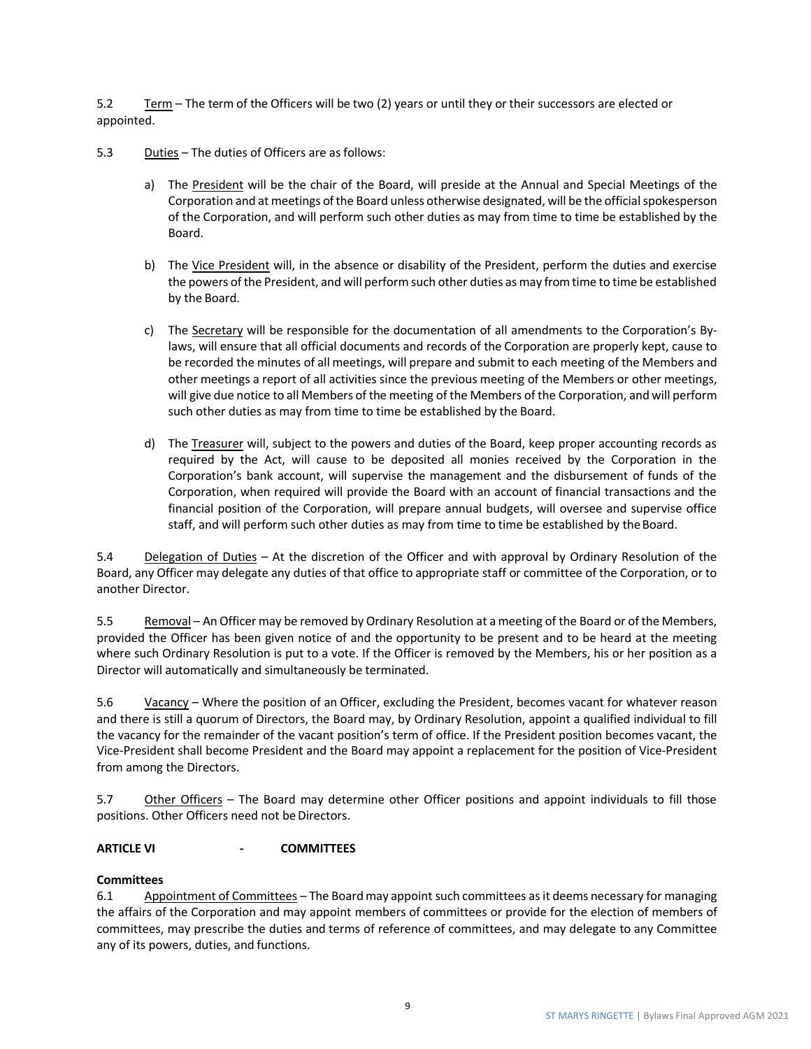5.2 Term – The term of the Officers will be two (2) years or until they or their successors are elected or appointed.

5.3 Duties – The duties of Officers are as follows:

a) The President will be the chair of the Board, will preside at the Annual and Special Meetings of the Corporation and at meetings of the Board unless otherwise designated, will be the official spokesperson of the Corporation, and will perform such other duties as may from time to time be established by the Board.

b) The Vice President will, in the absence or disability of the President, perform the duties and exercise the powers of the President, and will perform such other duties as may from time to time be established by the Board.

c) The Secretary will be responsible for the documentation of all amendments to the Corporation's By-laws, will ensure that all official documents and records of the Corporation are properly kept, cause to be recorded the minutes of all meetings, will prepare and submit to each meeting of the Members and other meetings a report of all activities since the previous meeting of the Members or other meetings, will give due notice to all Members of the meeting of the Members of the Corporation, and will perform such other duties as may from time to time be established by the Board.

d) The Treasurer will, subject to the powers and duties of the Board, keep proper accounting records as required by the Act, will cause to be deposited all monies received by the Corporation in the Corporation's bank account, will supervise the management and the disbursement of funds of the Corporation, when required will provide the Board with an account of financial transactions and the financial position of the Corporation, will prepare annual budgets, will oversee and supervise office staff, and will perform such other duties as may from time to time be established by the Board.

5.4 Delegation of Duties – At the discretion of the Officer and with approval by Ordinary Resolution of the Board, any Officer may delegate any duties of that office to appropriate staff or committee of the Corporation, or to another Director.

5.5 Removal – An Officer may be removed by Ordinary Resolution at a meeting of the Board or of the Members, provided the Officer has been given notice of and the opportunity to be present and to be heard at the meeting where such Ordinary Resolution is put to a vote. If the Officer is removed by the Members, his or her position as a Director will automatically and simultaneously be terminated.

5.6 Vacancy – Where the position of an Officer, excluding the President, becomes vacant for whatever reason and there is still a quorum of Directors, the Board may, by Ordinary Resolution, appoint a qualified individual to fill the vacancy for the remainder of the vacant position's term of office. If the President position becomes vacant, the Vice-President shall become President and the Board may appoint a replacement for the position of Vice-President from among the Directors.

5.7 Other Officers – The Board may determine other Officer positions and appoint individuals to fill those positions. Other Officers need not be Directors.

## ARTICLE VI - COMMITTEES

**Committees**

6.1 Appointment of Committees – The Board may appoint such committees as it deems necessary for managing the affairs of the Corporation and may appoint members of committees or provide for the election of members of committees, may prescribe the duties and terms of reference of committees, and may delegate to any Committee any of its powers, duties, and functions.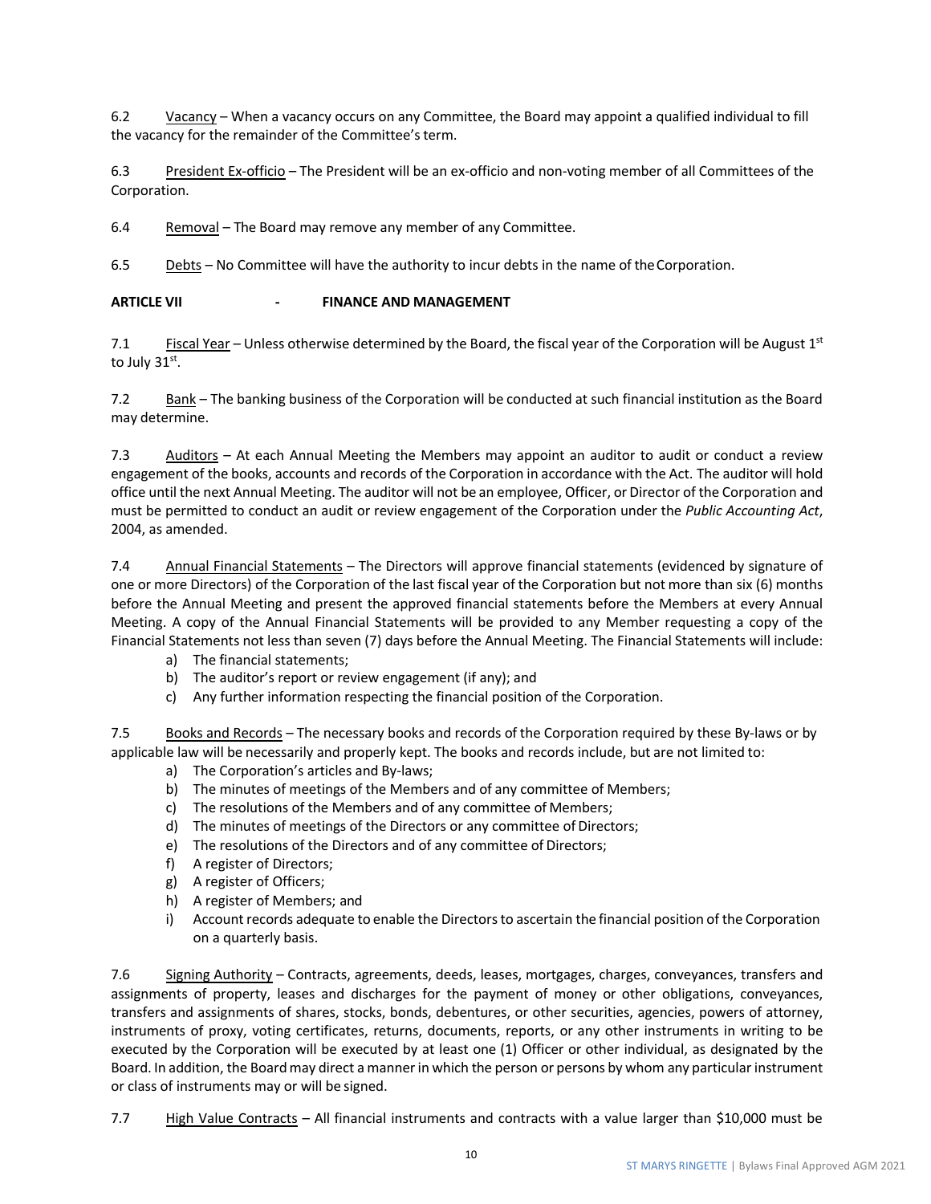6.2 Vacancy – When a vacancy occurs on any Committee, the Board may appoint a qualified individual to fill the vacancy for the remainder of the Committee's term.

6.3 President Ex-officio – The President will be an ex-officio and non-voting member of all Committees of the Corporation.

6.4 Removal – The Board may remove any member of any Committee.

6.5 Debts – No Committee will have the authority to incur debts in the name of the Corporation.

## ARTICLE VII - FINANCE AND MANAGEMENT

7.1 Fiscal Year – Unless otherwise determined by the Board, the fiscal year of the Corporation will be August 1st to July 31st.

7.2 Bank – The banking business of the Corporation will be conducted at such financial institution as the Board may determine.

7.3 Auditors – At each Annual Meeting the Members may appoint an auditor to audit or conduct a review engagement of the books, accounts and records of the Corporation in accordance with the Act. The auditor will hold office until the next Annual Meeting. The auditor will not be an employee, Officer, or Director of the Corporation and must be permitted to conduct an audit or review engagement of the Corporation under the *Public Accounting Act*, 2004, as amended.

7.4 Annual Financial Statements – The Directors will approve financial statements (evidenced by signature of one or more Directors) of the Corporation of the last fiscal year of the Corporation but not more than six (6) months before the Annual Meeting and present the approved financial statements before the Members at every Annual Meeting. A copy of the Annual Financial Statements will be provided to any Member requesting a copy of the Financial Statements not less than seven (7) days before the Annual Meeting. The Financial Statements will include:

a) The financial statements;
b) The auditor's report or review engagement (if any); and
c) Any further information respecting the financial position of the Corporation.

7.5 Books and Records – The necessary books and records of the Corporation required by these By-laws or by applicable law will be necessarily and properly kept. The books and records include, but are not limited to:

a) The Corporation's articles and By-laws;
b) The minutes of meetings of the Members and of any committee of Members;
c) The resolutions of the Members and of any committee of Members;
d) The minutes of meetings of the Directors or any committee of Directors;
e) The resolutions of the Directors and of any committee of Directors;
f) A register of Directors;
g) A register of Officers;
h) A register of Members; and
i) Account records adequate to enable the Directors to ascertain the financial position of the Corporation on a quarterly basis.

7.6 Signing Authority – Contracts, agreements, deeds, leases, mortgages, charges, conveyances, transfers and assignments of property, leases and discharges for the payment of money or other obligations, conveyances, transfers and assignments of shares, stocks, bonds, debentures, or other securities, agencies, powers of attorney, instruments of proxy, voting certificates, returns, documents, reports, or any other instruments in writing to be executed by the Corporation will be executed by at least one (1) Officer or other individual, as designated by the Board. In addition, the Board may direct a manner in which the person or persons by whom any particular instrument or class of instruments may or will be signed.

7.7 High Value Contracts – All financial instruments and contracts with a value larger than $10,000 must be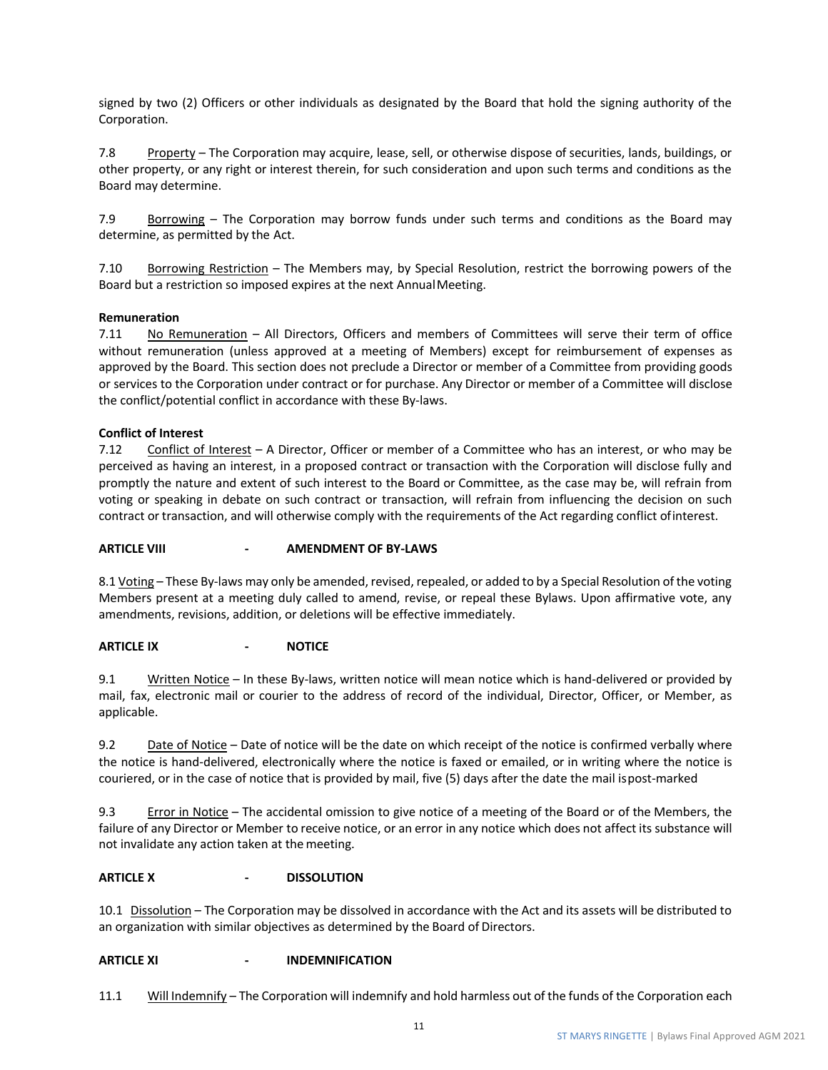signed by two (2) Officers or other individuals as designated by the Board that hold the signing authority of the Corporation.

7.8 Property – The Corporation may acquire, lease, sell, or otherwise dispose of securities, lands, buildings, or other property, or any right or interest therein, for such consideration and upon such terms and conditions as the Board may determine.

7.9 Borrowing – The Corporation may borrow funds under such terms and conditions as the Board may determine, as permitted by the Act.

7.10 Borrowing Restriction – The Members may, by Special Resolution, restrict the borrowing powers of the Board but a restriction so imposed expires at the next Annual Meeting.

**Remuneration**

7.11 No Remuneration – All Directors, Officers and members of Committees will serve their term of office without remuneration (unless approved at a meeting of Members) except for reimbursement of expenses as approved by the Board. This section does not preclude a Director or member of a Committee from providing goods or services to the Corporation under contract or for purchase. Any Director or member of a Committee will disclose the conflict/potential conflict in accordance with these By-laws.

**Conflict of Interest**

7.12 Conflict of Interest – A Director, Officer or member of a Committee who has an interest, or who may be perceived as having an interest, in a proposed contract or transaction with the Corporation will disclose fully and promptly the nature and extent of such interest to the Board or Committee, as the case may be, will refrain from voting or speaking in debate on such contract or transaction, will refrain from influencing the decision on such contract or transaction, and will otherwise comply with the requirements of the Act regarding conflict of interest.

## ARTICLE VIII - AMENDMENT OF BY-LAWS

8.1 Voting – These By-laws may only be amended, revised, repealed, or added to by a Special Resolution of the voting Members present at a meeting duly called to amend, revise, or repeal these Bylaws. Upon affirmative vote, any amendments, revisions, addition, or deletions will be effective immediately.

## ARTICLE IX - NOTICE

9.1 Written Notice – In these By-laws, written notice will mean notice which is hand-delivered or provided by mail, fax, electronic mail or courier to the address of record of the individual, Director, Officer, or Member, as applicable.

9.2 Date of Notice – Date of notice will be the date on which receipt of the notice is confirmed verbally where the notice is hand-delivered, electronically where the notice is faxed or emailed, or in writing where the notice is couriered, or in the case of notice that is provided by mail, five (5) days after the date the mail is post-marked

9.3 Error in Notice – The accidental omission to give notice of a meeting of the Board or of the Members, the failure of any Director or Member to receive notice, or an error in any notice which does not affect its substance will not invalidate any action taken at the meeting.

## ARTICLE X - DISSOLUTION

10.1 Dissolution – The Corporation may be dissolved in accordance with the Act and its assets will be distributed to an organization with similar objectives as determined by the Board of Directors.

## ARTICLE XI - INDEMNIFICATION

11.1 Will Indemnify – The Corporation will indemnify and hold harmless out of the funds of the Corporation each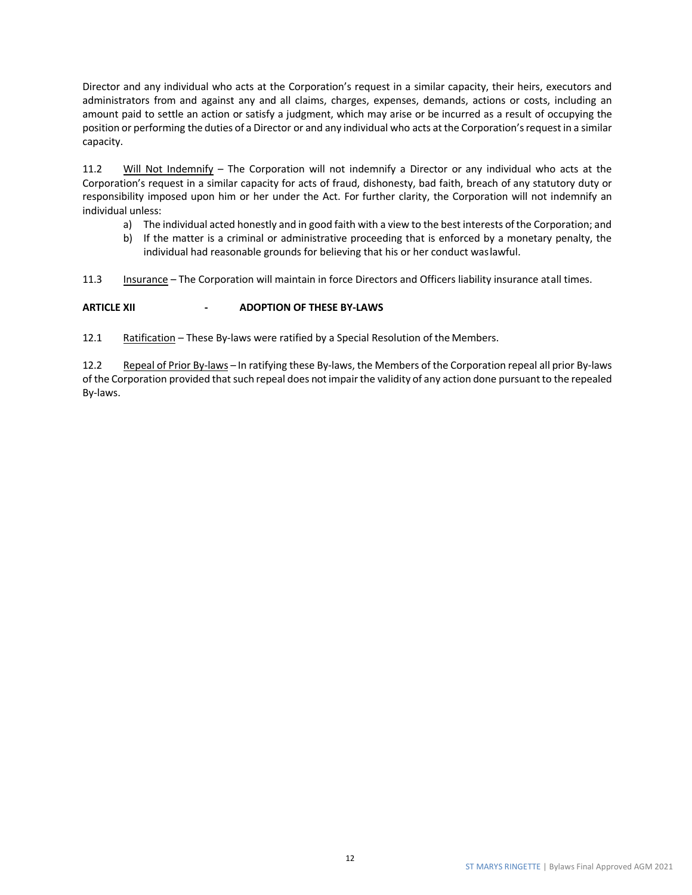Director and any individual who acts at the Corporation's request in a similar capacity, their heirs, executors and administrators from and against any and all claims, charges, expenses, demands, actions or costs, including an amount paid to settle an action or satisfy a judgment, which may arise or be incurred as a result of occupying the position or performing the duties of a Director or and any individual who acts at the Corporation's request in a similar capacity.

11.2 Will Not Indemnify – The Corporation will not indemnify a Director or any individual who acts at the Corporation's request in a similar capacity for acts of fraud, dishonesty, bad faith, breach of any statutory duty or responsibility imposed upon him or her under the Act. For further clarity, the Corporation will not indemnify an individual unless:

a) The individual acted honestly and in good faith with a view to the best interests of the Corporation; and
b) If the matter is a criminal or administrative proceeding that is enforced by a monetary penalty, the individual had reasonable grounds for believing that his or her conduct was lawful.

11.3 Insurance – The Corporation will maintain in force Directors and Officers liability insurance at all times.

**ARTICLE XII - ADOPTION OF THESE BY-LAWS**

12.1 Ratification – These By-laws were ratified by a Special Resolution of the Members.

12.2 Repeal of Prior By-laws – In ratifying these By-laws, the Members of the Corporation repeal all prior By-laws of the Corporation provided that such repeal does not impair the validity of any action done pursuant to the repealed By-laws.